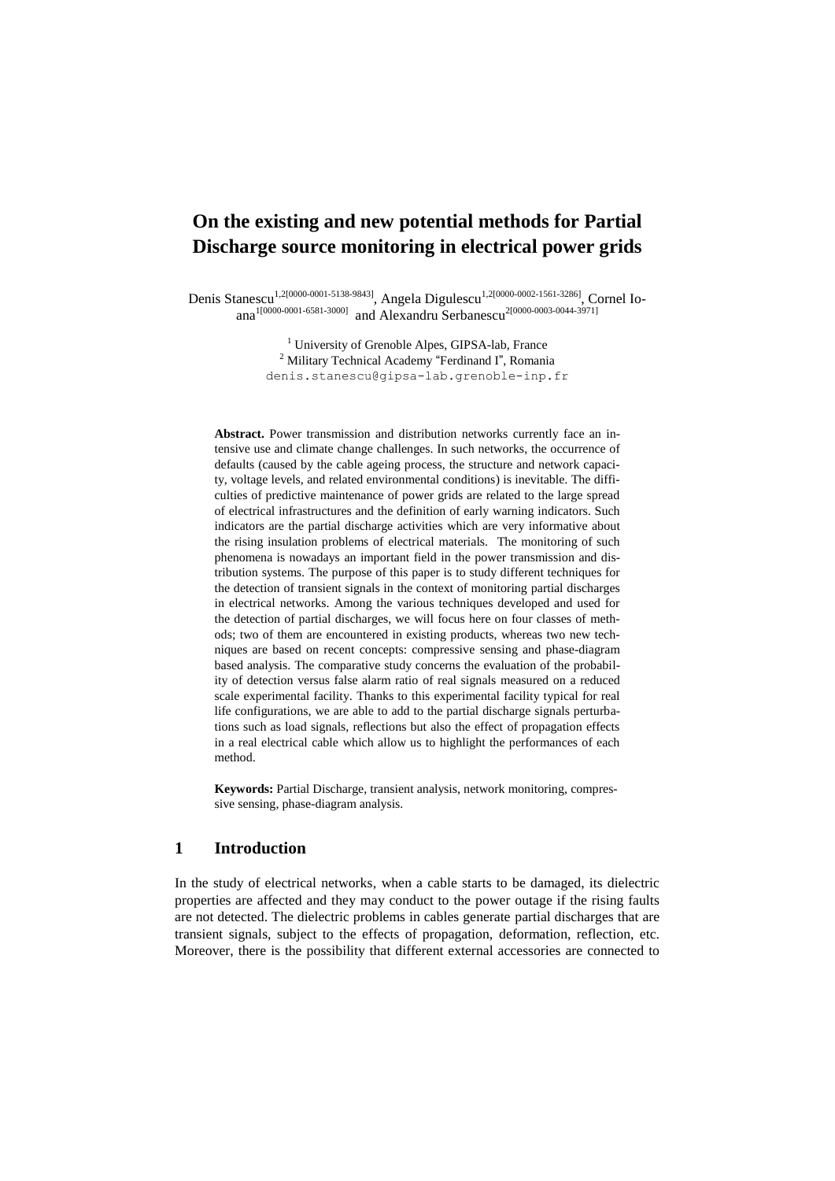# On the existing and new potential methods for Partial Discharge source monitoring in electrical power grids

Denis Stanescu[1,2[0000-0001-5138-9843]], Angela Digulescu[1,2[0000-0002-1561-3286]], Cornel Ioana[1[0000-0001-6581-3000]] and Alexandru Serbanescu[2[0000-0003-0044-3971]]

[1] University of Grenoble Alpes, GIPSA-lab, France
[2] Military Technical Academy "Ferdinand I", Romania
denis.stanescu@gipsa-lab.grenoble-inp.fr

**Abstract.** Power transmission and distribution networks currently face an intensive use and climate change challenges. In such networks, the occurrence of defaults (caused by the cable ageing process, the structure and network capacity, voltage levels, and related environmental conditions) is inevitable. The difficulties of predictive maintenance of power grids are related to the large spread of electrical infrastructures and the definition of early warning indicators. Such indicators are the partial discharge activities which are very informative about the rising insulation problems of electrical materials. The monitoring of such phenomena is nowadays an important field in the power transmission and distribution systems. The purpose of this paper is to study different techniques for the detection of transient signals in the context of monitoring partial discharges in electrical networks. Among the various techniques developed and used for the detection of partial discharges, we will focus here on four classes of methods; two of them are encountered in existing products, whereas two new techniques are based on recent concepts: compressive sensing and phase-diagram based analysis. The comparative study concerns the evaluation of the probability of detection versus false alarm ratio of real signals measured on a reduced scale experimental facility. Thanks to this experimental facility typical for real life configurations, we are able to add to the partial discharge signals perturbations such as load signals, reflections but also the effect of propagation effects in a real electrical cable which allow us to highlight the performances of each method.

**Keywords:** Partial Discharge, transient analysis, network monitoring, compressive sensing, phase-diagram analysis.

## 1 Introduction

In the study of electrical networks, when a cable starts to be damaged, its dielectric properties are affected and they may conduct to the power outage if the rising faults are not detected. The dielectric problems in cables generate partial discharges that are transient signals, subject to the effects of propagation, deformation, reflection, etc. Moreover, there is the possibility that different external accessories are connected to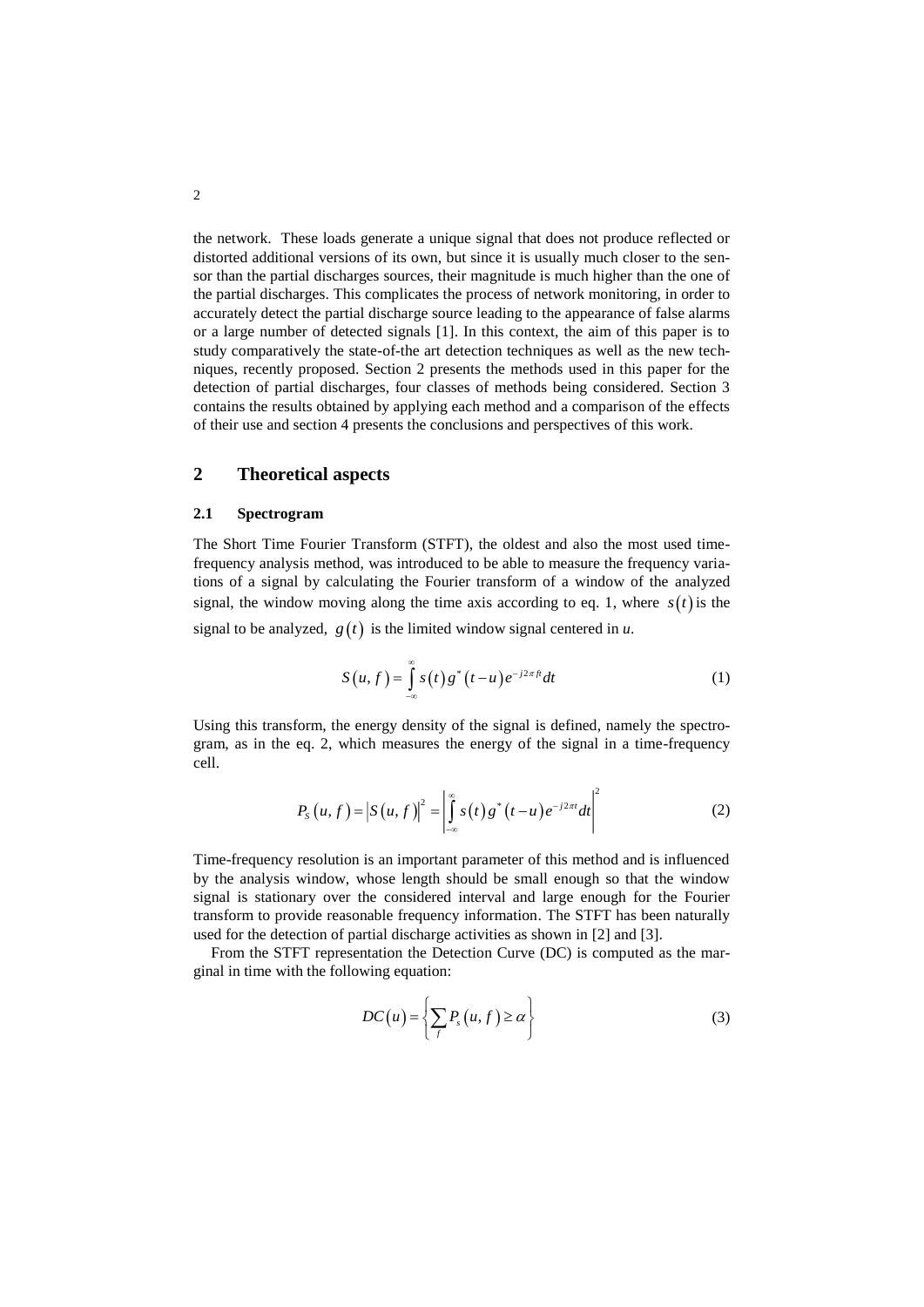the network. These loads generate a unique signal that does not produce reflected or distorted additional versions of its own, but since it is usually much closer to the sensor than the partial discharges sources, their magnitude is much higher than the one of the partial discharges. This complicates the process of network monitoring, in order to accurately detect the partial discharge source leading to the appearance of false alarms or a large number of detected signals [1]. In this context, the aim of this paper is to study comparatively the state-of-the art detection techniques as well as the new techniques, recently proposed. Section 2 presents the methods used in this paper for the detection of partial discharges, four classes of methods being considered. Section 3 contains the results obtained by applying each method and a comparison of the effects of their use and section 4 presents the conclusions and perspectives of this work.

## 2 Theoretical aspects

### 2.1 Spectrogram

The Short Time Fourier Transform (STFT), the oldest and also the most used time-frequency analysis method, was introduced to be able to measure the frequency variations of a signal by calculating the Fourier transform of a window of the analyzed signal, the window moving along the time axis according to eq. 1, where $s(t)$ is the signal to be analyzed, $g(t)$ is the limited window signal centered in *u*.

$$S(u, f) = \int_{-\infty}^{\infty} s(t) g^{*}(t-u) e^{-j2\pi ft} dt \tag{1}$$

Using this transform, the energy density of the signal is defined, namely the spectrogram, as in the eq. 2, which measures the energy of the signal in a time-frequency cell.

$$P_S(u, f) = \left|S(u, f)\right|^2 = \left|\int_{-\infty}^{\infty} s(t) g^{*}(t-u) e^{-j2\pi ft} dt\right|^2 \tag{2}$$

Time-frequency resolution is an important parameter of this method and is influenced by the analysis window, whose length should be small enough so that the window signal is stationary over the considered interval and large enough for the Fourier transform to provide reasonable frequency information. The STFT has been naturally used for the detection of partial discharge activities as shown in [2] and [3].

From the STFT representation the Detection Curve (DC) is computed as the marginal in time with the following equation:

$$DC(u) = \left\{ \sum_{f} P_s(u, f) \geq \alpha \right\} \tag{3}$$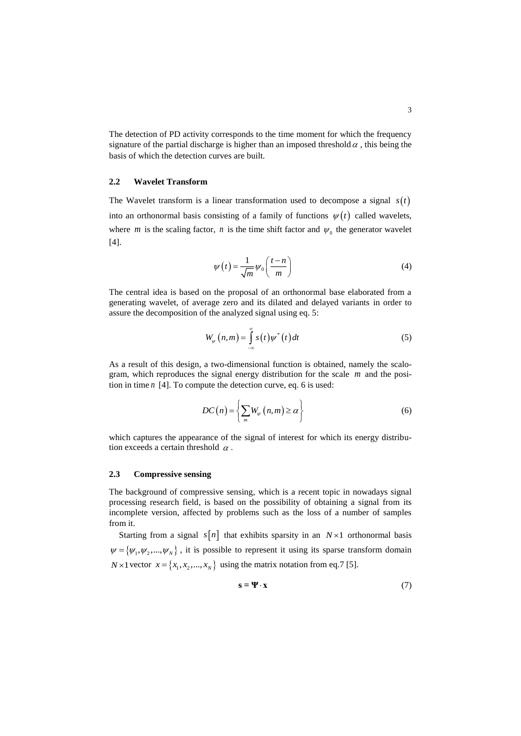The detection of PD activity corresponds to the time moment for which the frequency signature of the partial discharge is higher than an imposed threshold $\alpha$ , this being the basis of which the detection curves are built.

### 2.2 Wavelet Transform

The Wavelet transform is a linear transformation used to decompose a signal $s(t)$ into an orthonormal basis consisting of a family of functions $\psi(t)$ called wavelets, where $m$ is the scaling factor, $n$ is the time shift factor and $\psi_0$ the generator wavelet [4].

$$\psi(t) = \frac{1}{\sqrt{m}} \psi_0 \left( \frac{t-n}{m} \right) \tag{4}$$

The central idea is based on the proposal of an orthonormal base elaborated from a generating wavelet, of average zero and its dilated and delayed variants in order to assure the decomposition of the analyzed signal using eq. 5:

$$W_\psi(n,m) = \int_{-\infty}^{\infty} s(t) \psi^*(t) dt \tag{5}$$

As a result of this design, a two-dimensional function is obtained, namely the scalogram, which reproduces the signal energy distribution for the scale $m$ and the position in time $n$ [4]. To compute the detection curve, eq. 6 is used:

$$DC(n) = \left\{ \sum_m W_\psi(n,m) \geq \alpha \right\} \tag{6}$$

which captures the appearance of the signal of interest for which its energy distribution exceeds a certain threshold $\alpha$ .

### 2.3 Compressive sensing

The background of compressive sensing, which is a recent topic in nowadays signal processing research field, is based on the possibility of obtaining a signal from its incomplete version, affected by problems such as the loss of a number of samples from it.

Starting from a signal $s[n]$ that exhibits sparsity in an $N \times 1$ orthonormal basis $\psi = \{\psi_1, \psi_2, ..., \psi_N\}$ , it is possible to represent it using its sparse transform domain $N \times 1$ vector $x = \{x_1, x_2, ..., x_N\}$ using the matrix notation from eq.7 [5].

$$\mathbf{s} = \mathbf{\Psi} \cdot \mathbf{x} \tag{7}$$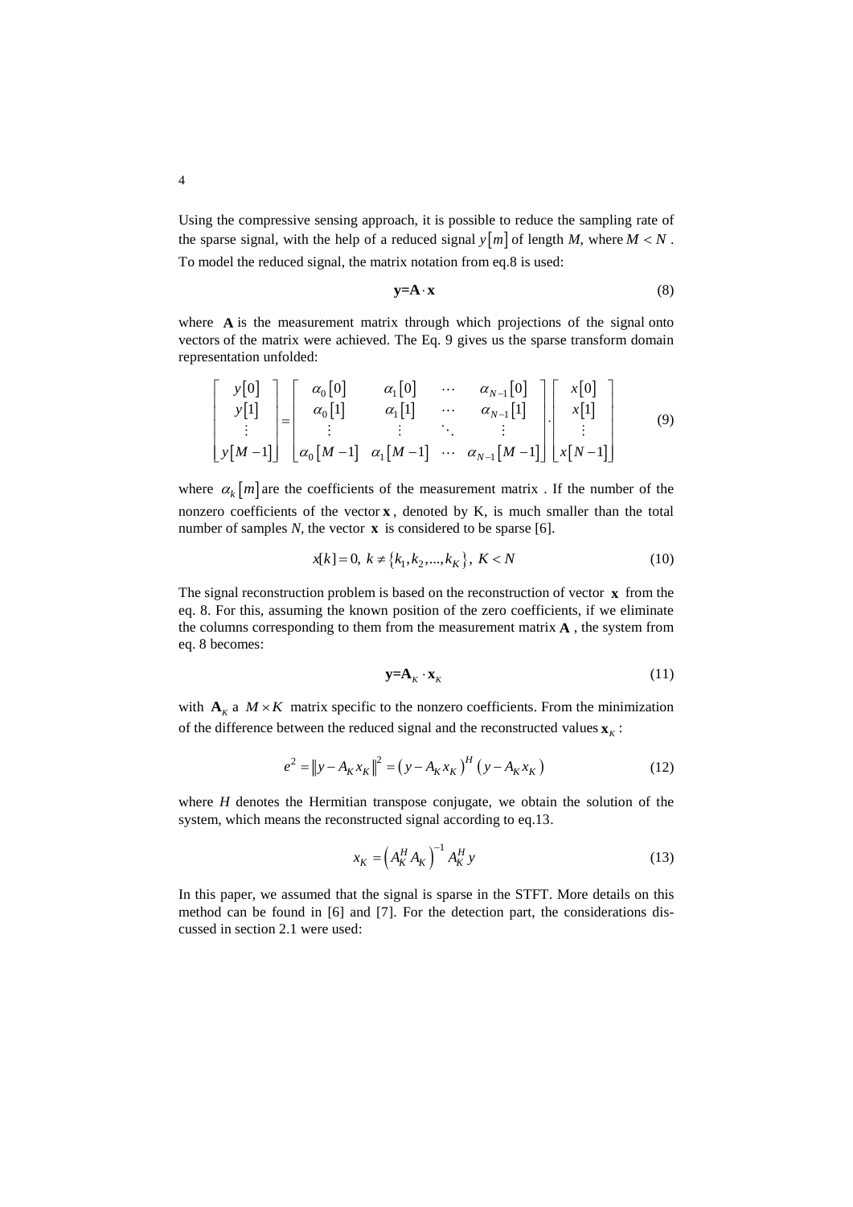Using the compressive sensing approach, it is possible to reduce the sampling rate of the sparse signal, with the help of a reduced signal $y[m]$ of length *M*, where $M < N$. To model the reduced signal, the matrix notation from eq.8 is used:

$$\mathbf{y}=\mathbf{A}\cdot\mathbf{x} \tag{8}$$

where $\mathbf{A}$ is the measurement matrix through which projections of the signal onto vectors of the matrix were achieved. The Eq. 9 gives us the sparse transform domain representation unfolded:

$$\begin{bmatrix} y[0] \\ y[1] \\ \vdots \\ y[M-1] \end{bmatrix} = \begin{bmatrix} \alpha_0[0] & \alpha_1[0] & \cdots & \alpha_{N-1}[0] \\ \alpha_0[1] & \alpha_1[1] & \cdots & \alpha_{N-1}[1] \\ \vdots & \vdots & \ddots & \vdots \\ \alpha_0[M-1] & \alpha_1[M-1] & \cdots & \alpha_{N-1}[M-1] \end{bmatrix} \cdot \begin{bmatrix} x[0] \\ x[1] \\ \vdots \\ x[N-1] \end{bmatrix} \tag{9}$$

where $\alpha_k[m]$ are the coefficients of the measurement matrix . If the number of the nonzero coefficients of the vector $\mathbf{x}$, denoted by K, is much smaller than the total number of samples *N*, the vector $\mathbf{x}$ is considered to be sparse [6].

$$x[k]=0,\ k \neq \{k_1, k_2, ..., k_K\},\ K < N \tag{10}$$

The signal reconstruction problem is based on the reconstruction of vector $\mathbf{x}$ from the eq. 8. For this, assuming the known position of the zero coefficients, if we eliminate the columns corresponding to them from the measurement matrix $\mathbf{A}$, the system from eq. 8 becomes:

$$\mathbf{y}=\mathbf{A}_K\cdot\mathbf{x}_K \tag{11}$$

with $\mathbf{A}_K$ a $M \times K$ matrix specific to the nonzero coefficients. From the minimization of the difference between the reduced signal and the reconstructed values $\mathbf{x}_K$ :

$$e^2 = \left\| y - A_K x_K \right\|^2 = \left(y - A_K x_K\right)^H \left(y - A_K x_K\right) \tag{12}$$

where *H* denotes the Hermitian transpose conjugate, we obtain the solution of the system, which means the reconstructed signal according to eq.13.

$$x_K = \left(A_K^H A_K\right)^{-1} A_K^H y \tag{13}$$

In this paper, we assumed that the signal is sparse in the STFT. More details on this method can be found in [6] and [7]. For the detection part, the considerations discussed in section 2.1 were used: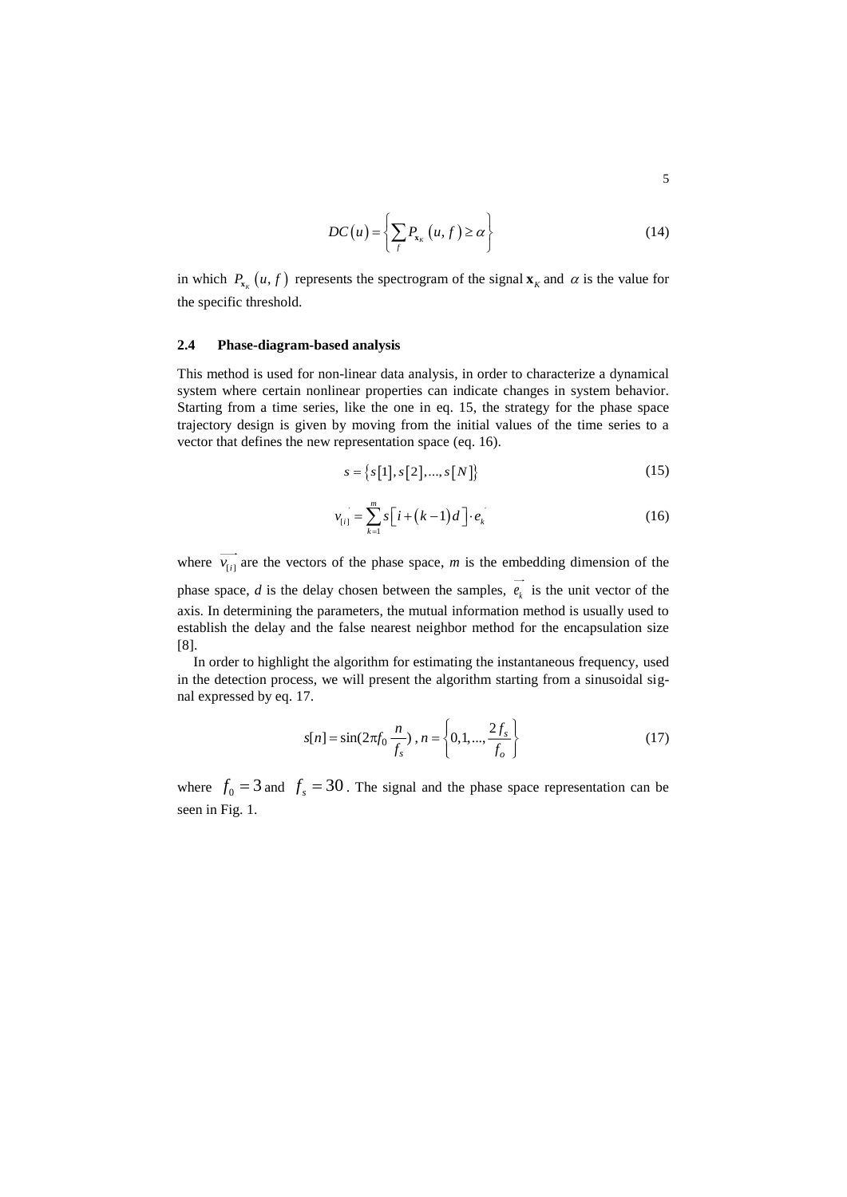$$DC(u) = \left\{ \sum_{f} P_{\mathbf{x}_K}(u, f) \geq \alpha \right\} \tag{14}$$

in which $P_{\mathbf{x}_K}(u, f)$ represents the spectrogram of the signal $\mathbf{x}_K$ and $\alpha$ is the value for the specific threshold.

### 2.4 Phase-diagram-based analysis

This method is used for non-linear data analysis, in order to characterize a dynamical system where certain nonlinear properties can indicate changes in system behavior. Starting from a time series, like the one in eq. 15, the strategy for the phase space trajectory design is given by moving from the initial values of the time series to a vector that defines the new representation space (eq. 16).

$$s = \{ s[1], s[2], ..., s[N] \} \tag{15}$$

$$\vec{v_{[i]}} = \sum_{k=1}^{m} s[i + (k-1)d] \cdot \vec{e_k} \tag{16}$$

where $\vec{v_{[i]}}$ are the vectors of the phase space, *m* is the embedding dimension of the phase space, *d* is the delay chosen between the samples, $\vec{e_k}$ is the unit vector of the axis. In determining the parameters, the mutual information method is usually used to establish the delay and the false nearest neighbor method for the encapsulation size [8].

In order to highlight the algorithm for estimating the instantaneous frequency, used in the detection process, we will present the algorithm starting from a sinusoidal signal expressed by eq. 17.

$$s[n] = \sin(2\pi f_0 \frac{n}{f_s}),\ n = \left\{ 0, 1, ..., \frac{2 f_s}{f_o} \right\} \tag{17}$$

where $f_0 = 3$ and $f_s = 30$. The signal and the phase space representation can be seen in Fig. 1.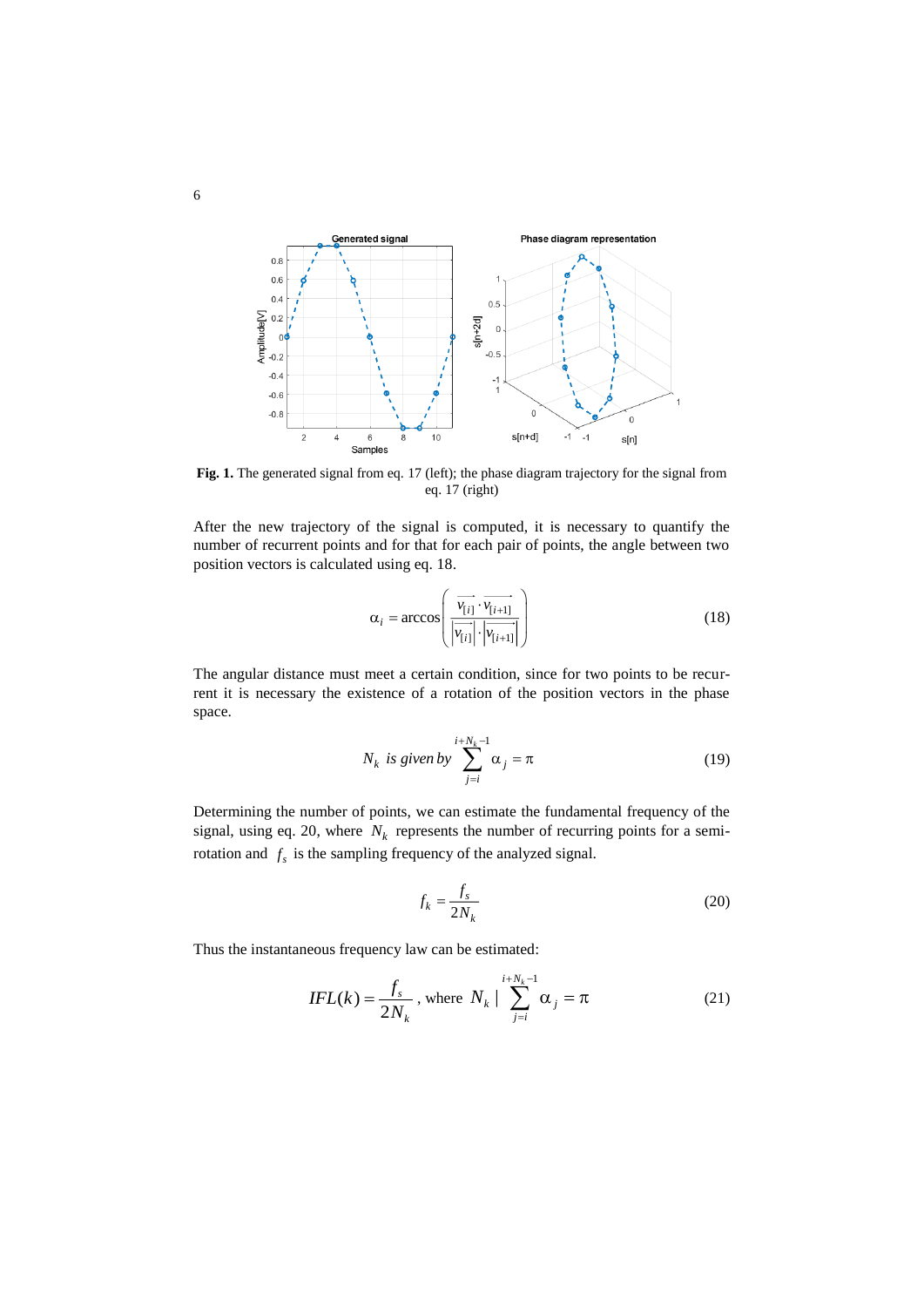**Fig. 1.** The generated signal from eq. 17 (left); the phase diagram trajectory for the signal from eq. 17 (right)

After the new trajectory of the signal is computed, it is necessary to quantify the number of recurrent points and for that for each pair of points, the angle between two position vectors is calculated using eq. 18.

$$\alpha_i = \arccos\left(\frac{\overrightarrow{v_{[i]}} \cdot \overrightarrow{v_{[i+1]}}}{\left|\overrightarrow{v_{[i]}}\right| \cdot \left|\overrightarrow{v_{[i+1]}}\right|}\right) \tag{18}$$

The angular distance must meet a certain condition, since for two points to be recurrent it is necessary the existence of a rotation of the position vectors in the phase space.

$$N_k \textit{ is given by } \sum_{j=i}^{i+N_k-1} \alpha_j = \pi \tag{19}$$

Determining the number of points, we can estimate the fundamental frequency of the signal, using eq. 20, where $N_k$ represents the number of recurring points for a semi-rotation and $f_s$ is the sampling frequency of the analyzed signal.

$$f_k = \frac{f_s}{2N_k} \tag{20}$$

Thus the instantaneous frequency law can be estimated:

$$IFL(k) = \frac{f_s}{2N_k}, \text{ where } N_k \mid \sum_{j=i}^{i+N_k-1} \alpha_j = \pi \tag{21}$$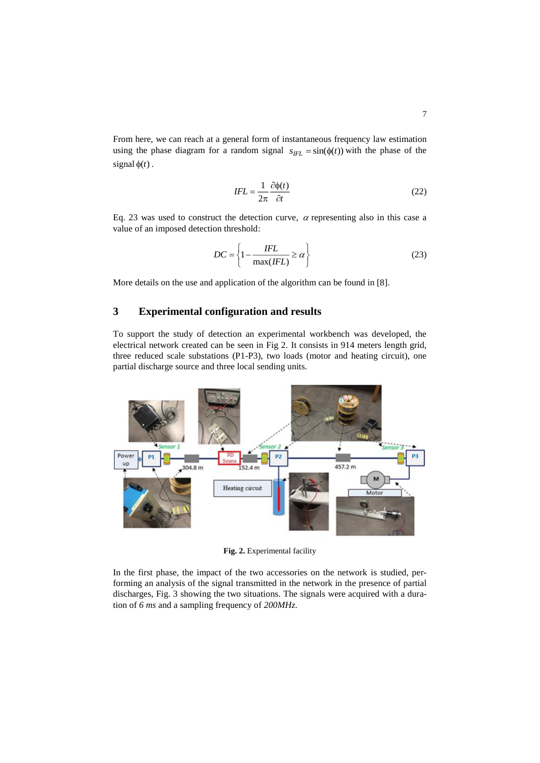From here, we can reach at a general form of instantaneous frequency law estimation using the phase diagram for a random signal $s_{IFL} = \sin(\phi(t))$ with the phase of the signal $\phi(t)$.

$$IFL = \frac{1}{2\pi}\frac{\partial \phi(t)}{\partial t} \tag{22}$$

Eq. 23 was used to construct the detection curve, $\alpha$ representing also in this case a value of an imposed detection threshold:

$$DC = \left\{1 - \frac{IFL}{\max(IFL)} \geq \alpha\right\} \tag{23}$$

More details on the use and application of the algorithm can be found in [8].

## 3 Experimental configuration and results

To support the study of detection an experimental workbench was developed, the electrical network created can be seen in Fig 2. It consists in 914 meters length grid, three reduced scale substations (P1-P3), two loads (motor and heating circuit), one partial discharge source and three local sending units.

**Fig. 2.** Experimental facility

In the first phase, the impact of the two accessories on the network is studied, performing an analysis of the signal transmitted in the network in the presence of partial discharges, Fig. 3 showing the two situations. The signals were acquired with a duration of *6 ms* and a sampling frequency of *200MHz*.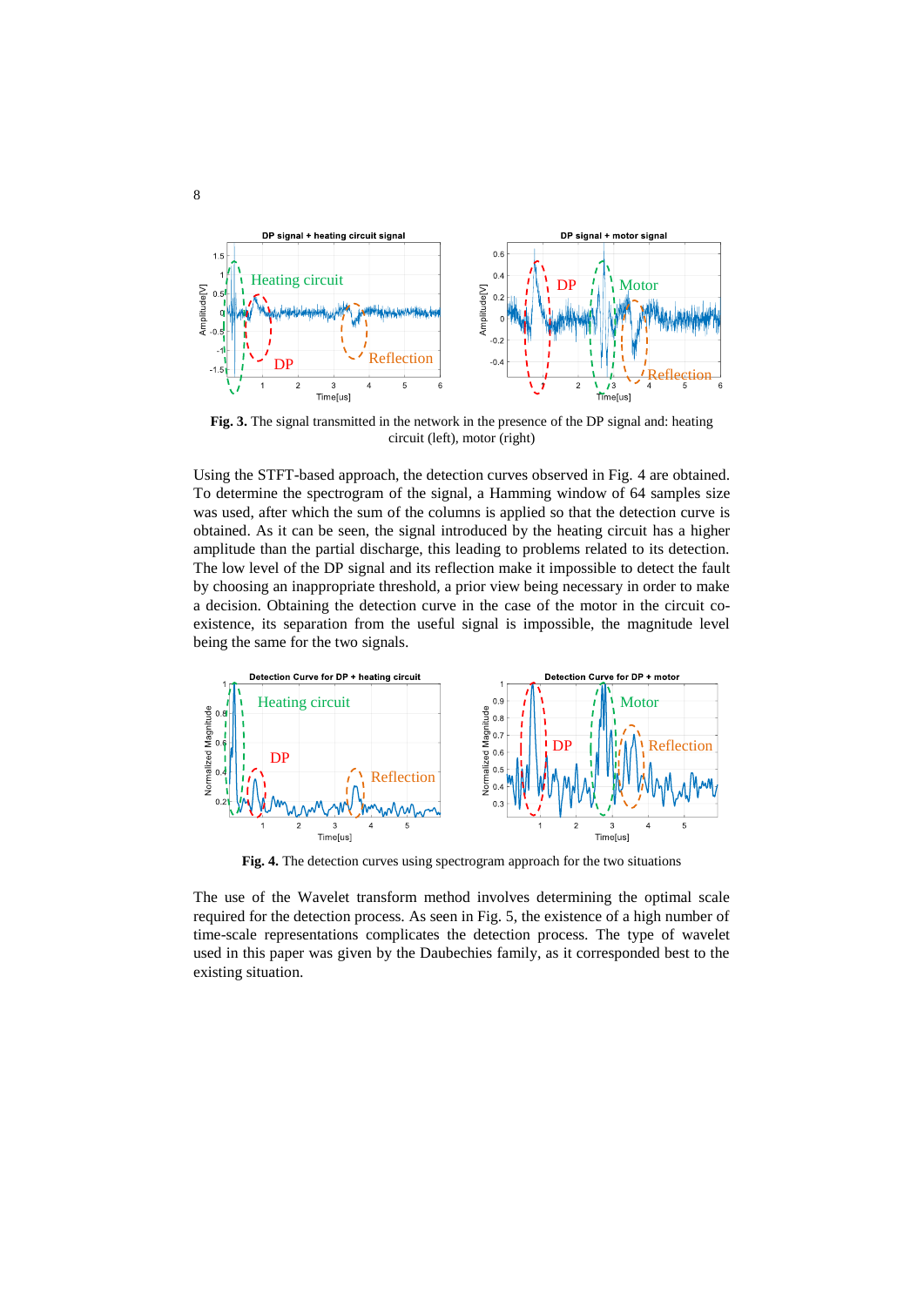**Fig. 3.** The signal transmitted in the network in the presence of the DP signal and: heating circuit (left), motor (right)

Using the STFT-based approach, the detection curves observed in Fig. 4 are obtained. To determine the spectrogram of the signal, a Hamming window of 64 samples size was used, after which the sum of the columns is applied so that the detection curve is obtained. As it can be seen, the signal introduced by the heating circuit has a higher amplitude than the partial discharge, this leading to problems related to its detection. The low level of the DP signal and its reflection make it impossible to detect the fault by choosing an inappropriate threshold, a prior view being necessary in order to make a decision. Obtaining the detection curve in the case of the motor in the circuit co-existence, its separation from the useful signal is impossible, the magnitude level being the same for the two signals.

**Fig. 4.** The detection curves using spectrogram approach for the two situations

The use of the Wavelet transform method involves determining the optimal scale required for the detection process. As seen in Fig. 5, the existence of a high number of time-scale representations complicates the detection process. The type of wavelet used in this paper was given by the Daubechies family, as it corresponded best to the existing situation.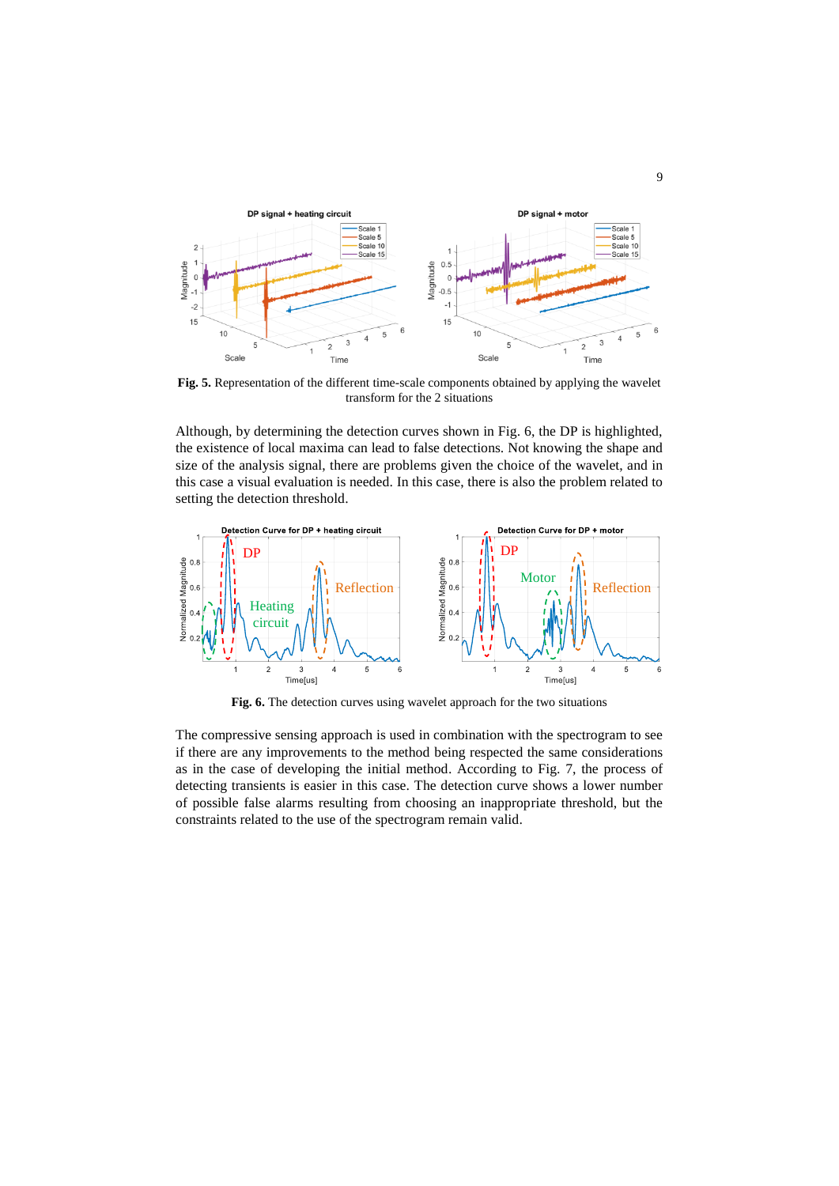**Fig. 5.** Representation of the different time-scale components obtained by applying the wavelet transform for the 2 situations

Although, by determining the detection curves shown in Fig. 6, the DP is highlighted, the existence of local maxima can lead to false detections. Not knowing the shape and size of the analysis signal, there are problems given the choice of the wavelet, and in this case a visual evaluation is needed. In this case, there is also the problem related to setting the detection threshold.

**Fig. 6.** The detection curves using wavelet approach for the two situations

The compressive sensing approach is used in combination with the spectrogram to see if there are any improvements to the method being respected the same considerations as in the case of developing the initial method. According to Fig. 7, the process of detecting transients is easier in this case. The detection curve shows a lower number of possible false alarms resulting from choosing an inappropriate threshold, but the constraints related to the use of the spectrogram remain valid.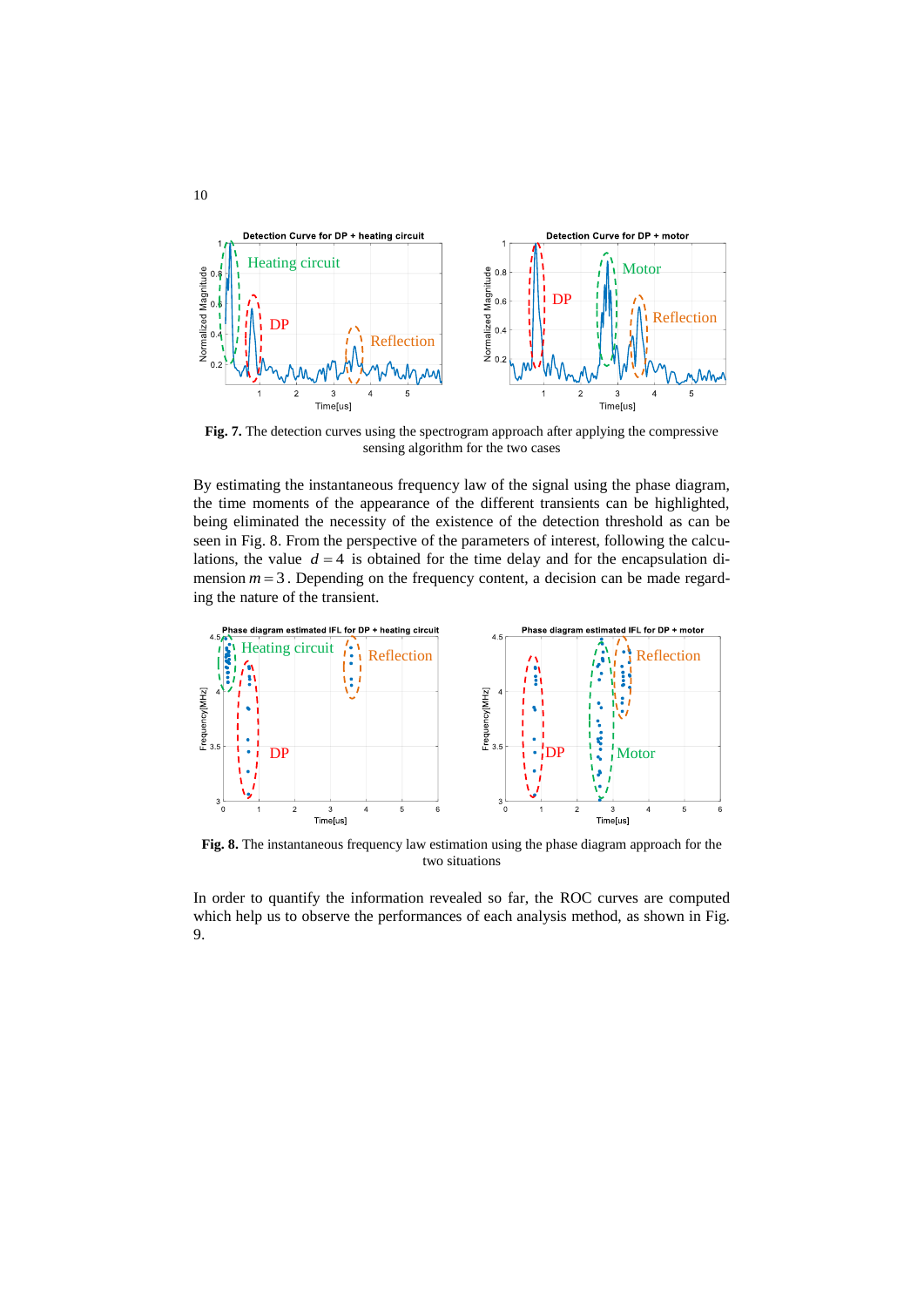**Fig. 7.** The detection curves using the spectrogram approach after applying the compressive sensing algorithm for the two cases

By estimating the instantaneous frequency law of the signal using the phase diagram, the time moments of the appearance of the different transients can be highlighted, being eliminated the necessity of the existence of the detection threshold as can be seen in Fig. 8. From the perspective of the parameters of interest, following the calculations, the value $d = 4$ is obtained for the time delay and for the encapsulation dimension $m = 3$. Depending on the frequency content, a decision can be made regarding the nature of the transient.

**Fig. 8.** The instantaneous frequency law estimation using the phase diagram approach for the two situations

In order to quantify the information revealed so far, the ROC curves are computed which help us to observe the performances of each analysis method, as shown in Fig. 9.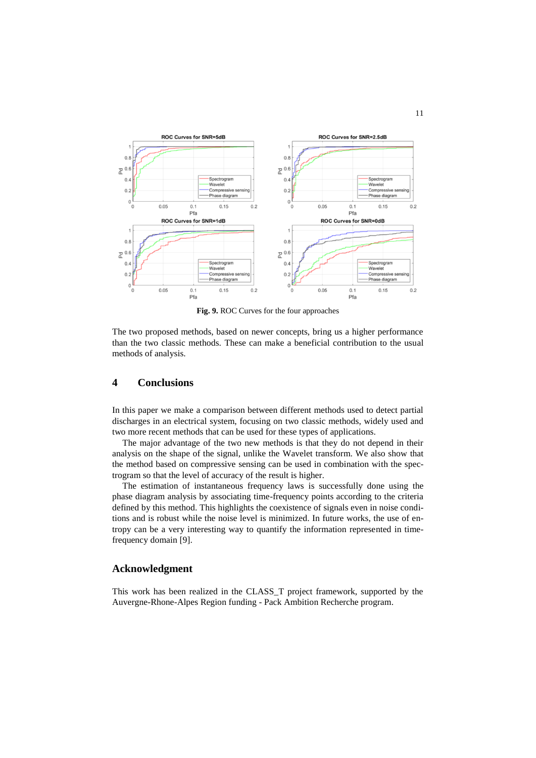Fig. 9. ROC Curves for the four approaches

The two proposed methods, based on newer concepts, bring us a higher performance than the two classic methods. These can make a beneficial contribution to the usual methods of analysis.

## 4 Conclusions

In this paper we make a comparison between different methods used to detect partial discharges in an electrical system, focusing on two classic methods, widely used and two more recent methods that can be used for these types of applications.

The major advantage of the two new methods is that they do not depend in their analysis on the shape of the signal, unlike the Wavelet transform. We also show that the method based on compressive sensing can be used in combination with the spectrogram so that the level of accuracy of the result is higher.

The estimation of instantaneous frequency laws is successfully done using the phase diagram analysis by associating time-frequency points according to the criteria defined by this method. This highlights the coexistence of signals even in noise conditions and is robust while the noise level is minimized. In future works, the use of entropy can be a very interesting way to quantify the information represented in time-frequency domain [9].

## Acknowledgment

This work has been realized in the CLASS_T project framework, supported by the Auvergne-Rhone-Alpes Region funding - Pack Ambition Recherche program.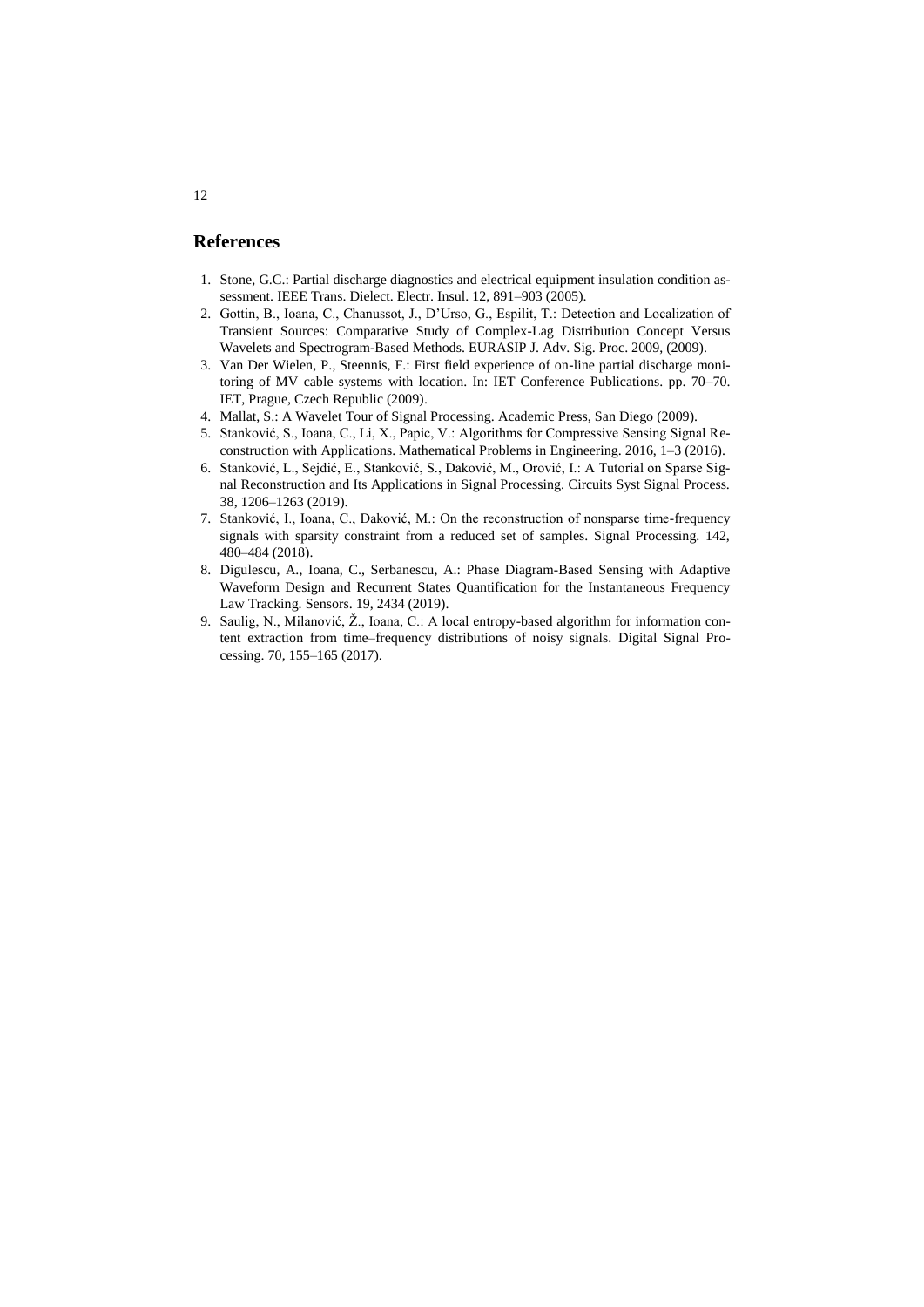## References

1. Stone, G.C.: Partial discharge diagnostics and electrical equipment insulation condition assessment. IEEE Trans. Dielect. Electr. Insul. 12, 891–903 (2005).
2. Gottin, B., Ioana, C., Chanussot, J., D'Urso, G., Espilit, T.: Detection and Localization of Transient Sources: Comparative Study of Complex-Lag Distribution Concept Versus Wavelets and Spectrogram-Based Methods. EURASIP J. Adv. Sig. Proc. 2009, (2009).
3. Van Der Wielen, P., Steennis, F.: First field experience of on-line partial discharge monitoring of MV cable systems with location. In: IET Conference Publications. pp. 70–70. IET, Prague, Czech Republic (2009).
4. Mallat, S.: A Wavelet Tour of Signal Processing. Academic Press, San Diego (2009).
5. Stanković, S., Ioana, C., Li, X., Papic, V.: Algorithms for Compressive Sensing Signal Reconstruction with Applications. Mathematical Problems in Engineering. 2016, 1–3 (2016).
6. Stanković, L., Sejdić, E., Stanković, S., Daković, M., Orović, I.: A Tutorial on Sparse Signal Reconstruction and Its Applications in Signal Processing. Circuits Syst Signal Process. 38, 1206–1263 (2019).
7. Stanković, I., Ioana, C., Daković, M.: On the reconstruction of nonsparse time-frequency signals with sparsity constraint from a reduced set of samples. Signal Processing. 142, 480–484 (2018).
8. Digulescu, A., Ioana, C., Serbanescu, A.: Phase Diagram-Based Sensing with Adaptive Waveform Design and Recurrent States Quantification for the Instantaneous Frequency Law Tracking. Sensors. 19, 2434 (2019).
9. Saulig, N., Milanović, Ž., Ioana, C.: A local entropy-based algorithm for information content extraction from time–frequency distributions of noisy signals. Digital Signal Processing. 70, 155–165 (2017).